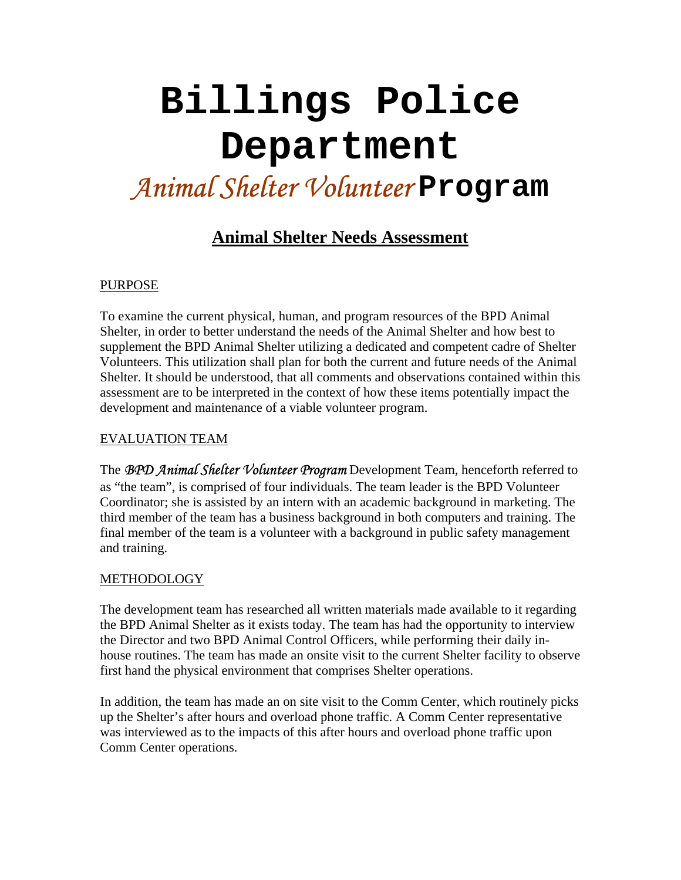# Billings Police Department

## *Animal Shelter Volunteer* Program

## Animal Shelter Needs Assessment

PURPOSE

To examine the current physical, human, and program resources of the BPD Animal Shelter, in order to better understand the needs of the Animal Shelter and how best to supplement the BPD Animal Shelter utilizing a dedicated and competent cadre of Shelter Volunteers. This utilization shall plan for both the current and future needs of the Animal Shelter. It should be understood, that all comments and observations contained within this assessment are to be interpreted in the context of how these items potentially impact the development and maintenance of a viable volunteer program.

EVALUATION TEAM

The *BPD Animal Shelter Volunteer Program* Development Team, henceforth referred to as "the team", is comprised of four individuals. The team leader is the BPD Volunteer Coordinator; she is assisted by an intern with an academic background in marketing. The third member of the team has a business background in both computers and training. The final member of the team is a volunteer with a background in public safety management and training.

METHODOLOGY

The development team has researched all written materials made available to it regarding the BPD Animal Shelter as it exists today. The team has had the opportunity to interview the Director and two BPD Animal Control Officers, while performing their daily in-house routines. The team has made an onsite visit to the current Shelter facility to observe first hand the physical environment that comprises Shelter operations.

In addition, the team has made an on site visit to the Comm Center, which routinely picks up the Shelter's after hours and overload phone traffic. A Comm Center representative was interviewed as to the impacts of this after hours and overload phone traffic upon Comm Center operations.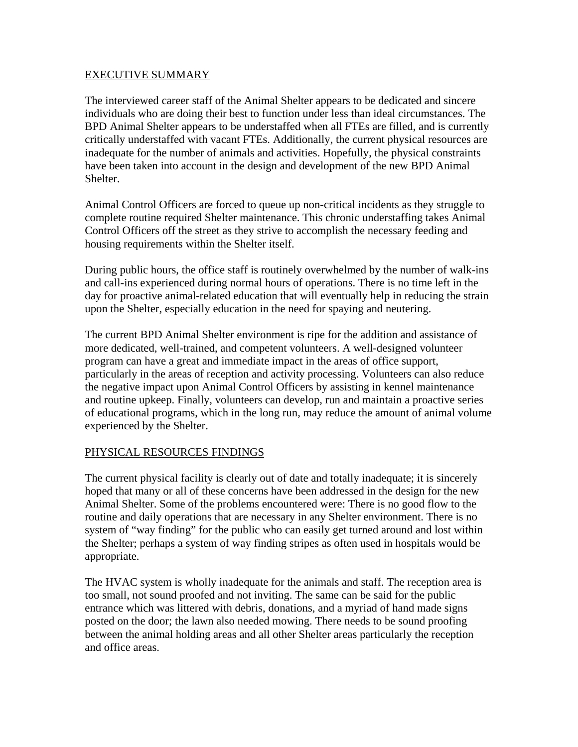## EXECUTIVE SUMMARY

The interviewed career staff of the Animal Shelter appears to be dedicated and sincere individuals who are doing their best to function under less than ideal circumstances. The BPD Animal Shelter appears to be understaffed when all FTEs are filled, and is currently critically understaffed with vacant FTEs. Additionally, the current physical resources are inadequate for the number of animals and activities. Hopefully, the physical constraints have been taken into account in the design and development of the new BPD Animal Shelter.

Animal Control Officers are forced to queue up non-critical incidents as they struggle to complete routine required Shelter maintenance. This chronic understaffing takes Animal Control Officers off the street as they strive to accomplish the necessary feeding and housing requirements within the Shelter itself.

During public hours, the office staff is routinely overwhelmed by the number of walk-ins and call-ins experienced during normal hours of operations. There is no time left in the day for proactive animal-related education that will eventually help in reducing the strain upon the Shelter, especially education in the need for spaying and neutering.

The current BPD Animal Shelter environment is ripe for the addition and assistance of more dedicated, well-trained, and competent volunteers. A well-designed volunteer program can have a great and immediate impact in the areas of office support, particularly in the areas of reception and activity processing. Volunteers can also reduce the negative impact upon Animal Control Officers by assisting in kennel maintenance and routine upkeep. Finally, volunteers can develop, run and maintain a proactive series of educational programs, which in the long run, may reduce the amount of animal volume experienced by the Shelter.

## PHYSICAL RESOURCES FINDINGS

The current physical facility is clearly out of date and totally inadequate; it is sincerely hoped that many or all of these concerns have been addressed in the design for the new Animal Shelter. Some of the problems encountered were: There is no good flow to the routine and daily operations that are necessary in any Shelter environment. There is no system of "way finding" for the public who can easily get turned around and lost within the Shelter; perhaps a system of way finding stripes as often used in hospitals would be appropriate.

The HVAC system is wholly inadequate for the animals and staff. The reception area is too small, not sound proofed and not inviting. The same can be said for the public entrance which was littered with debris, donations, and a myriad of hand made signs posted on the door; the lawn also needed mowing. There needs to be sound proofing between the animal holding areas and all other Shelter areas particularly the reception and office areas.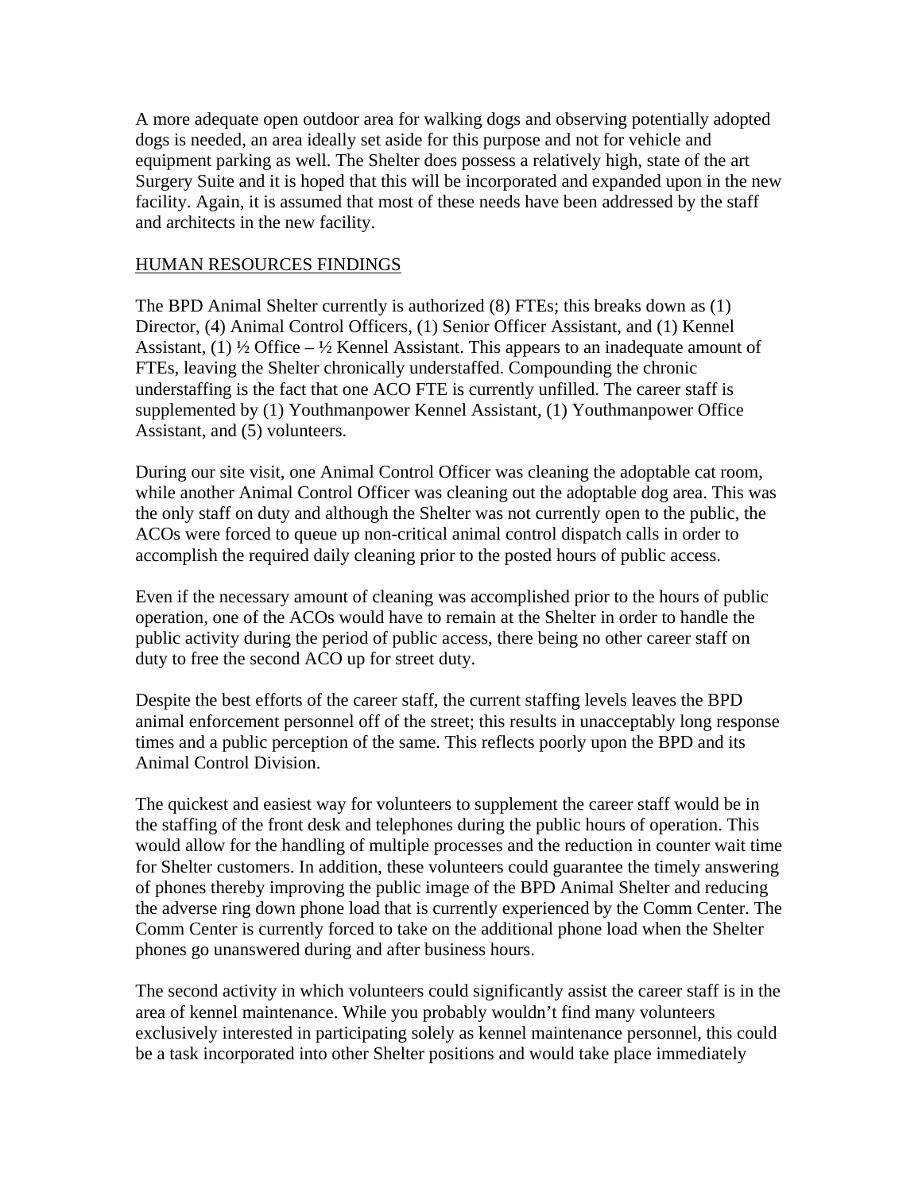A more adequate open outdoor area for walking dogs and observing potentially adopted dogs is needed, an area ideally set aside for this purpose and not for vehicle and equipment parking as well. The Shelter does possess a relatively high, state of the art Surgery Suite and it is hoped that this will be incorporated and expanded upon in the new facility. Again, it is assumed that most of these needs have been addressed by the staff and architects in the new facility.

## HUMAN RESOURCES FINDINGS

The BPD Animal Shelter currently is authorized (8) FTEs; this breaks down as (1) Director, (4) Animal Control Officers, (1) Senior Officer Assistant, and (1) Kennel Assistant, (1) ½ Office – ½ Kennel Assistant. This appears to an inadequate amount of FTEs, leaving the Shelter chronically understaffed. Compounding the chronic understaffing is the fact that one ACO FTE is currently unfilled. The career staff is supplemented by (1) Youthmanpower Kennel Assistant, (1) Youthmanpower Office Assistant, and (5) volunteers.

During our site visit, one Animal Control Officer was cleaning the adoptable cat room, while another Animal Control Officer was cleaning out the adoptable dog area. This was the only staff on duty and although the Shelter was not currently open to the public, the ACOs were forced to queue up non-critical animal control dispatch calls in order to accomplish the required daily cleaning prior to the posted hours of public access.

Even if the necessary amount of cleaning was accomplished prior to the hours of public operation, one of the ACOs would have to remain at the Shelter in order to handle the public activity during the period of public access, there being no other career staff on duty to free the second ACO up for street duty.

Despite the best efforts of the career staff, the current staffing levels leaves the BPD animal enforcement personnel off of the street; this results in unacceptably long response times and a public perception of the same. This reflects poorly upon the BPD and its Animal Control Division.

The quickest and easiest way for volunteers to supplement the career staff would be in the staffing of the front desk and telephones during the public hours of operation. This would allow for the handling of multiple processes and the reduction in counter wait time for Shelter customers. In addition, these volunteers could guarantee the timely answering of phones thereby improving the public image of the BPD Animal Shelter and reducing the adverse ring down phone load that is currently experienced by the Comm Center. The Comm Center is currently forced to take on the additional phone load when the Shelter phones go unanswered during and after business hours.

The second activity in which volunteers could significantly assist the career staff is in the area of kennel maintenance. While you probably wouldn't find many volunteers exclusively interested in participating solely as kennel maintenance personnel, this could be a task incorporated into other Shelter positions and would take place immediately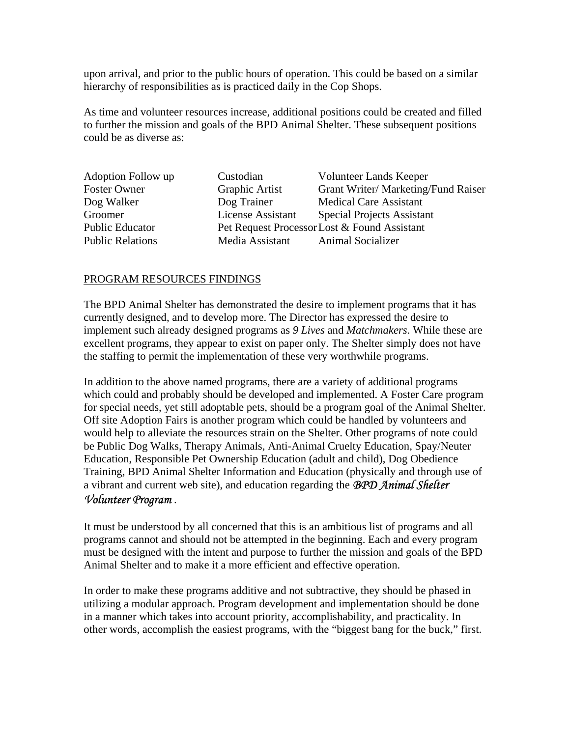upon arrival, and prior to the public hours of operation. This could be based on a similar hierarchy of responsibilities as is practiced daily in the Cop Shops.

As time and volunteer resources increase, additional positions could be created and filled to further the mission and goals of the BPD Animal Shelter. These subsequent positions could be as diverse as:

| | | |
|---|---|---|
| Adoption Follow up | Custodian | Volunteer Lands Keeper |
| Foster Owner | Graphic Artist | Grant Writer/ Marketing/Fund Raiser |
| Dog Walker | Dog Trainer | Medical Care Assistant |
| Groomer | License Assistant | Special Projects Assistant |
| Public Educator | Pet Request Processor | Lost & Found Assistant |
| Public Relations | Media Assistant | Animal Socializer |

PROGRAM RESOURCES FINDINGS

The BPD Animal Shelter has demonstrated the desire to implement programs that it has currently designed, and to develop more. The Director has expressed the desire to implement such already designed programs as *9 Lives* and *Matchmakers*. While these are excellent programs, they appear to exist on paper only. The Shelter simply does not have the staffing to permit the implementation of these very worthwhile programs.

In addition to the above named programs, there are a variety of additional programs which could and probably should be developed and implemented. A Foster Care program for special needs, yet still adoptable pets, should be a program goal of the Animal Shelter. Off site Adoption Fairs is another program which could be handled by volunteers and would help to alleviate the resources strain on the Shelter. Other programs of note could be Public Dog Walks, Therapy Animals, Anti-Animal Cruelty Education, Spay/Neuter Education, Responsible Pet Ownership Education (adult and child), Dog Obedience Training, BPD Animal Shelter Information and Education (physically and through use of a vibrant and current web site), and education regarding the *BPD Animal Shelter Volunteer Program* .

It must be understood by all concerned that this is an ambitious list of programs and all programs cannot and should not be attempted in the beginning. Each and every program must be designed with the intent and purpose to further the mission and goals of the BPD Animal Shelter and to make it a more efficient and effective operation.

In order to make these programs additive and not subtractive, they should be phased in utilizing a modular approach. Program development and implementation should be done in a manner which takes into account priority, accomplishability, and practicality. In other words, accomplish the easiest programs, with the "biggest bang for the buck," first.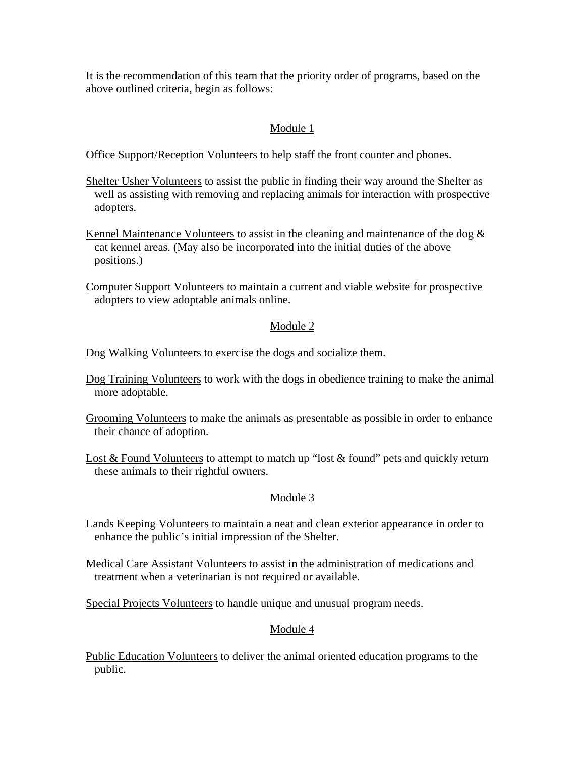It is the recommendation of this team that the priority order of programs, based on the above outlined criteria, begin as follows:

## Module 1

Office Support/Reception Volunteers to help staff the front counter and phones.

Shelter Usher Volunteers to assist the public in finding their way around the Shelter as well as assisting with removing and replacing animals for interaction with prospective adopters.

Kennel Maintenance Volunteers to assist in the cleaning and maintenance of the dog & cat kennel areas. (May also be incorporated into the initial duties of the above positions.)

Computer Support Volunteers to maintain a current and viable website for prospective adopters to view adoptable animals online.

## Module 2

Dog Walking Volunteers to exercise the dogs and socialize them.

Dog Training Volunteers to work with the dogs in obedience training to make the animal more adoptable.

Grooming Volunteers to make the animals as presentable as possible in order to enhance their chance of adoption.

Lost & Found Volunteers to attempt to match up "lost & found" pets and quickly return these animals to their rightful owners.

## Module 3

Lands Keeping Volunteers to maintain a neat and clean exterior appearance in order to enhance the public's initial impression of the Shelter.

Medical Care Assistant Volunteers to assist in the administration of medications and treatment when a veterinarian is not required or available.

Special Projects Volunteers to handle unique and unusual program needs.

## Module 4

Public Education Volunteers to deliver the animal oriented education programs to the public.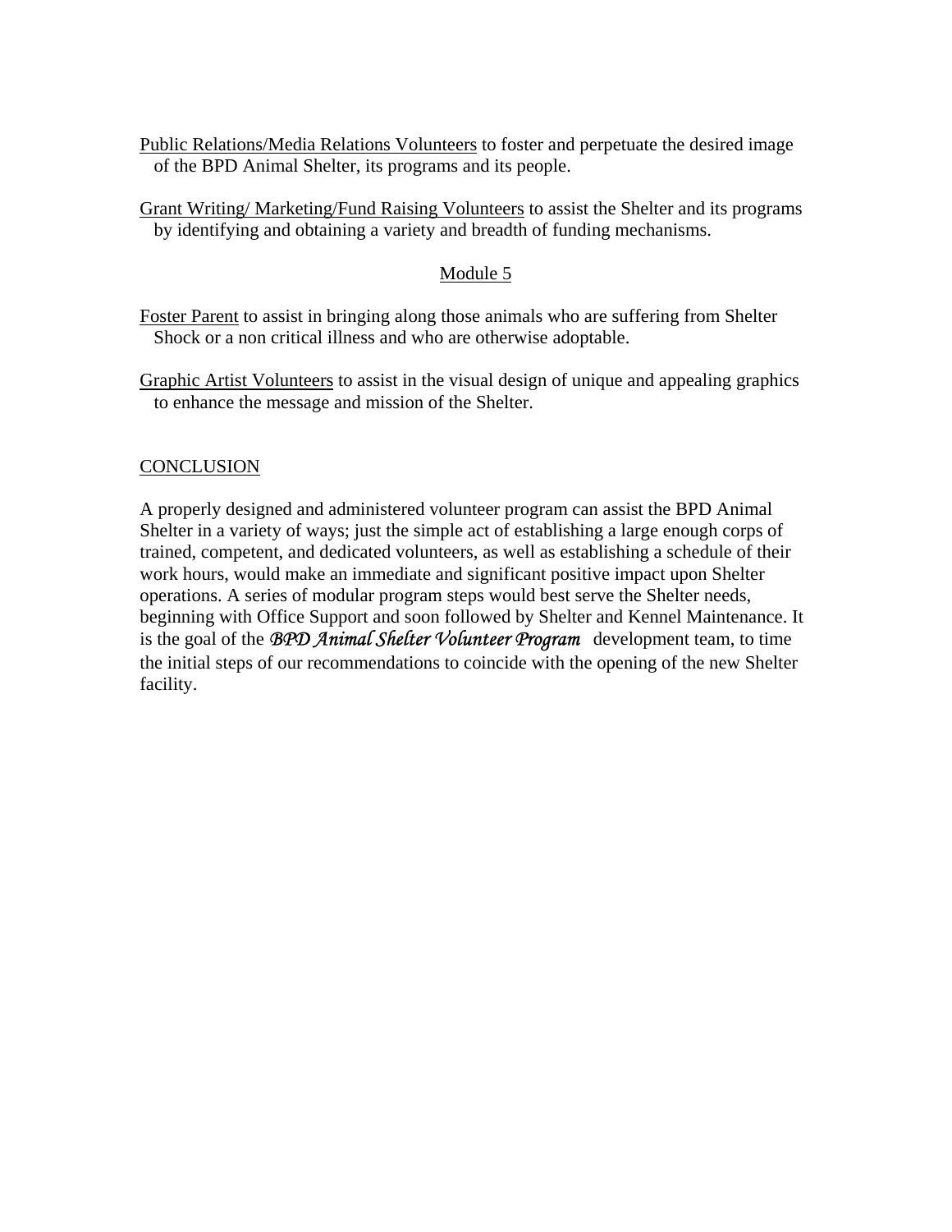Public Relations/Media Relations Volunteers to foster and perpetuate the desired image of the BPD Animal Shelter, its programs and its people.

Grant Writing/ Marketing/Fund Raising Volunteers to assist the Shelter and its programs by identifying and obtaining a variety and breadth of funding mechanisms.

## Module 5

Foster Parent to assist in bringing along those animals who are suffering from Shelter Shock or a non critical illness and who are otherwise adoptable.

Graphic Artist Volunteers to assist in the visual design of unique and appealing graphics to enhance the message and mission of the Shelter.

## CONCLUSION

A properly designed and administered volunteer program can assist the BPD Animal Shelter in a variety of ways; just the simple act of establishing a large enough corps of trained, competent, and dedicated volunteers, as well as establishing a schedule of their work hours, would make an immediate and significant positive impact upon Shelter operations. A series of modular program steps would best serve the Shelter needs, beginning with Office Support and soon followed by Shelter and Kennel Maintenance. It is the goal of the *BPD Animal Shelter Volunteer Program* development team, to time the initial steps of our recommendations to coincide with the opening of the new Shelter facility.